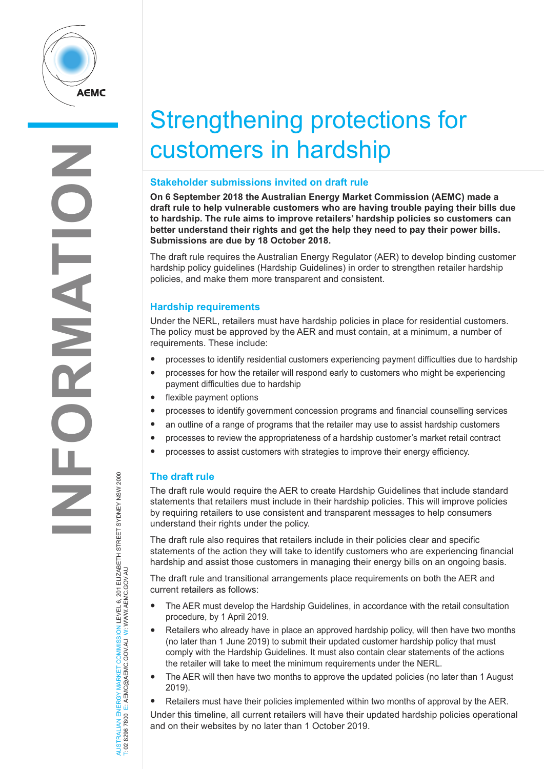# Strengthening protections for customers in hardship

## Stakeholder submissions invited on draft rule

**On 6 September 2018 the Australian Energy Market Commission (AEMC) made a draft rule to help vulnerable customers who are having trouble paying their bills due to hardship. The rule aims to improve retailers' hardship policies so customers can better understand their rights and get the help they need to pay their power bills. Submissions are due by 18 October 2018.**

The draft rule requires the Australian Energy Regulator (AER) to develop binding customer hardship policy guidelines (Hardship Guidelines) in order to strengthen retailer hardship policies, and make them more transparent and consistent.

## Hardship requirements

Under the NERL, retailers must have hardship policies in place for residential customers. The policy must be approved by the AER and must contain, at a minimum, a number of requirements. These include:

- processes to identify residential customers experiencing payment difficulties due to hardship
- processes for how the retailer will respond early to customers who might be experiencing payment difficulties due to hardship
- flexible payment options
- processes to identify government concession programs and financial counselling services
- an outline of a range of programs that the retailer may use to assist hardship customers
- processes to review the appropriateness of a hardship customer's market retail contract
- processes to assist customers with strategies to improve their energy efficiency.

## The draft rule

The draft rule would require the AER to create Hardship Guidelines that include standard statements that retailers must include in their hardship policies. This will improve policies by requiring retailers to use consistent and transparent messages to help consumers understand their rights under the policy.

The draft rule also requires that retailers include in their policies clear and specific statements of the action they will take to identify customers who are experiencing financial hardship and assist those customers in managing their energy bills on an ongoing basis.

The draft rule and transitional arrangements place requirements on both the AER and current retailers as follows:

- The AER must develop the Hardship Guidelines, in accordance with the retail consultation procedure, by 1 April 2019.
- Retailers who already have in place an approved hardship policy, will then have two months (no later than 1 June 2019) to submit their updated customer hardship policy that must comply with the Hardship Guidelines. It must also contain clear statements of the actions the retailer will take to meet the minimum requirements under the NERL.
- The AER will then have two months to approve the updated policies (no later than 1 August 2019).
- Retailers must have their policies implemented within two months of approval by the AER.

Under this timeline, all current retailers will have their updated hardship policies operational and on their websites by no later than 1 October 2019.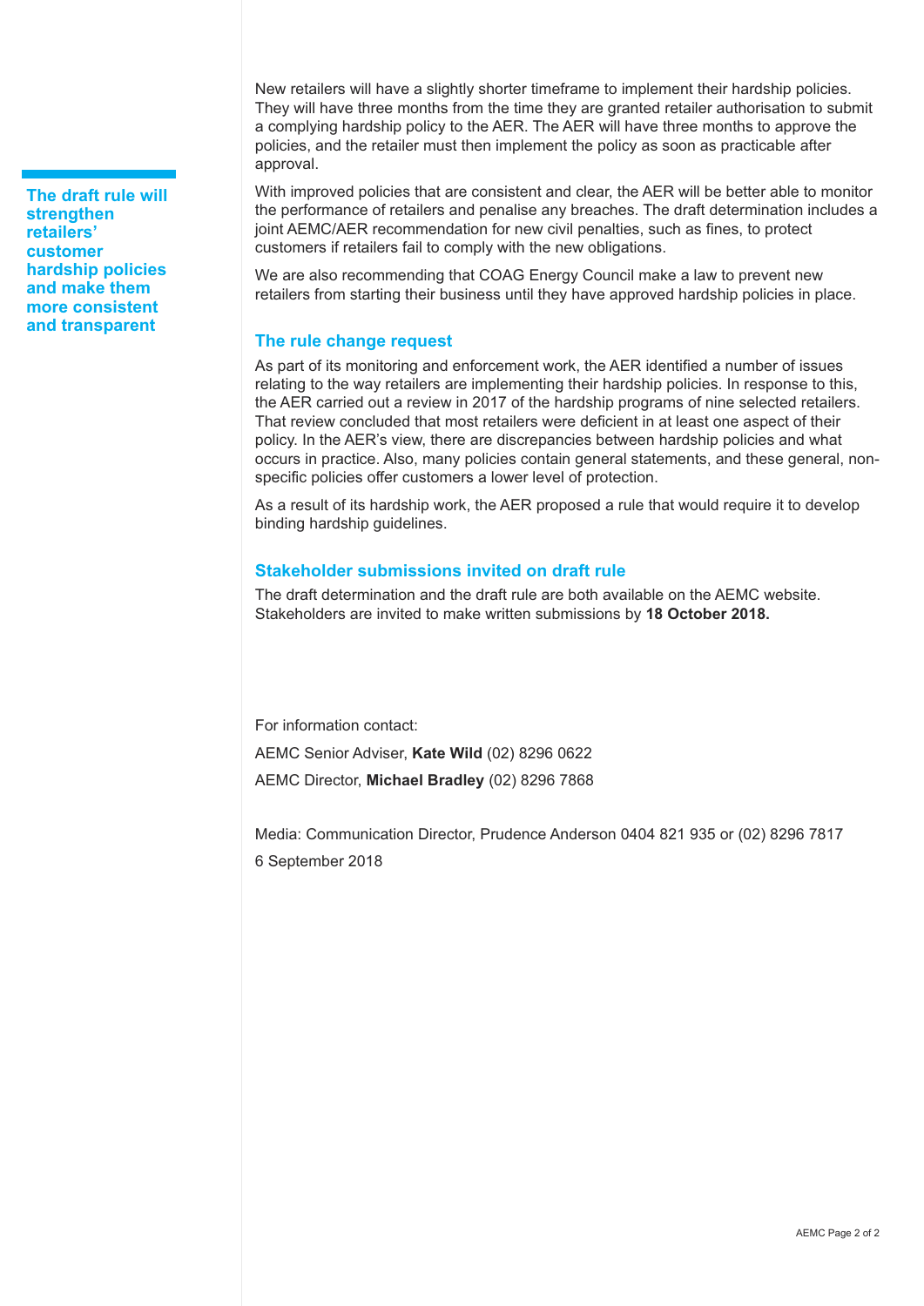**The draft rule will strengthen retailers' customer hardship policies and make them more consistent and transparent**

New retailers will have a slightly shorter timeframe to implement their hardship policies. They will have three months from the time they are granted retailer authorisation to submit a complying hardship policy to the AER. The AER will have three months to approve the policies, and the retailer must then implement the policy as soon as practicable after approval.

With improved policies that are consistent and clear, the AER will be better able to monitor the performance of retailers and penalise any breaches. The draft determination includes a joint AEMC/AER recommendation for new civil penalties, such as fines, to protect customers if retailers fail to comply with the new obligations.

We are also recommending that COAG Energy Council make a law to prevent new retailers from starting their business until they have approved hardship policies in place.

## The rule change request

As part of its monitoring and enforcement work, the AER identified a number of issues relating to the way retailers are implementing their hardship policies. In response to this, the AER carried out a review in 2017 of the hardship programs of nine selected retailers. That review concluded that most retailers were deficient in at least one aspect of their policy. In the AER's view, there are discrepancies between hardship policies and what occurs in practice. Also, many policies contain general statements, and these general, non-specific policies offer customers a lower level of protection.

As a result of its hardship work, the AER proposed a rule that would require it to develop binding hardship guidelines.

## Stakeholder submissions invited on draft rule

The draft determination and the draft rule are both available on the AEMC website. Stakeholders are invited to make written submissions by **18 October 2018.**

For information contact:

AEMC Senior Adviser, **Kate Wild** (02) 8296 0622

AEMC Director, **Michael Bradley** (02) 8296 7868

Media: Communication Director, Prudence Anderson 0404 821 935 or (02) 8296 7817

6 September 2018